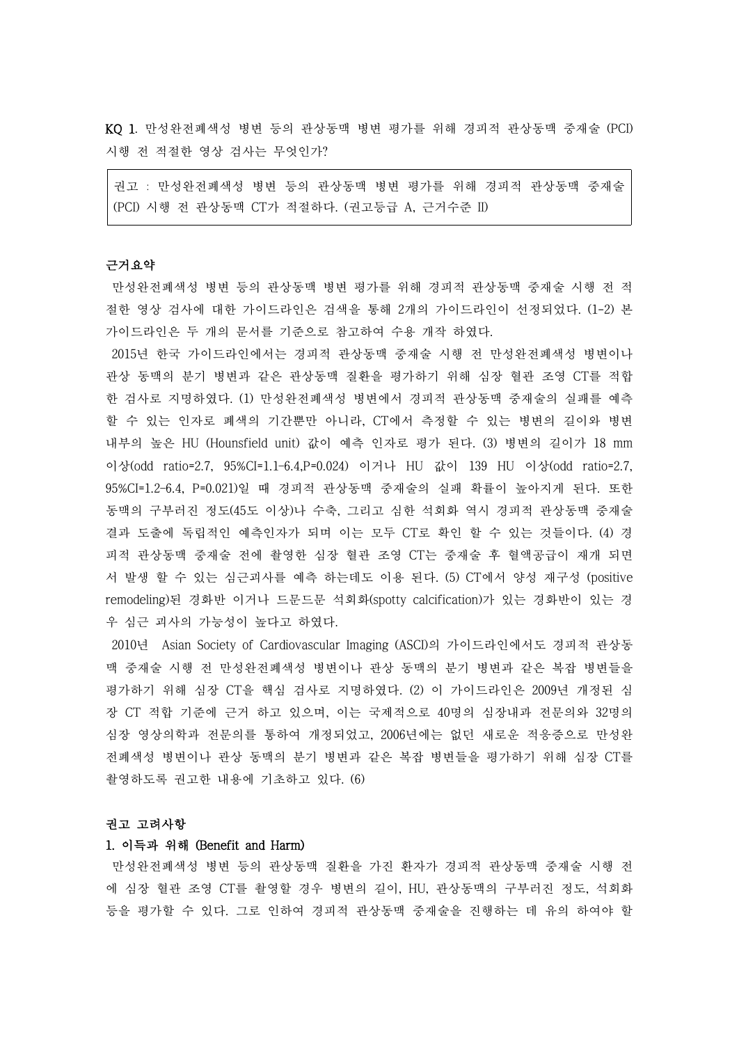**KQ 1.** 만성완전폐색성 병변 등의 관상동맥 병변 평가를 위해 경피적 관상동맥 중재술 (PCI) 시행 전 적절한 영상 검사는 무엇인가?

> 권고 : 만성완전폐색성 병변 등의 관상동맥 병변 평가를 위해 경피적 관상동맥 중재술 (PCI) 시행 전 관상동맥 CT가 적절하다. (권고등급 A, 근거수준 II)

**근거요약**

만성완전폐색성 병변 등의 관상동맥 병변 평가를 위해 경피적 관상동맥 중재술 시행 전 적절한 영상 검사에 대한 가이드라인은 검색을 통해 2개의 가이드라인이 선정되었다. (1-2) 본 가이드라인은 두 개의 문서를 기준으로 참고하여 수용 개작 하였다.

2015년 한국 가이드라인에서는 경피적 관상동맥 중재술 시행 전 만성완전폐색성 병변이나 관상 동맥의 분기 병변과 같은 관상동맥 질환을 평가하기 위해 심장 혈관 조영 CT를 적합한 검사로 지명하였다. (1) 만성완전폐색성 병변에서 경피적 관상동맥 중재술의 실패를 예측할 수 있는 인자로 폐색의 기간뿐만 아니라, CT에서 측정할 수 있는 병변의 길이와 병변 내부의 높은 HU (Hounsfield unit) 값이 예측 인자로 평가 된다. (3) 병변의 길이가 18 mm 이상(odd ratio=2.7, 95%CI=1.1-6.4,P=0.024) 이거나 HU 값이 139 HU 이상(odd ratio=2.7, 95%CI=1.2-6.4, P=0.021)일 때 경피적 관상동맥 중재술의 실패 확률이 높아지게 된다. 또한 동맥의 구부러진 정도(45도 이상)나 수축, 그리고 심한 석회화 역시 경피적 관상동맥 중재술 결과 도출에 독립적인 예측인자가 되며 이는 모두 CT로 확인 할 수 있는 것들이다. (4) 경피적 관상동맥 중재술 전에 촬영한 심장 혈관 조영 CT는 중재술 후 혈액공급이 재개 되면서 발생 할 수 있는 심근괴사를 예측 하는데도 이용 된다. (5) CT에서 양성 재구성 (positive remodeling)된 경화반 이거나 드문드문 석회화(spotty calcification)가 있는 경화반이 있는 경우 심근 괴사의 가능성이 높다고 하였다.

2010년 Asian Society of Cardiovascular Imaging (ASCI)의 가이드라인에서도 경피적 관상동맥 중재술 시행 전 만성완전폐색성 병변이나 관상 동맥의 분기 병변과 같은 복잡 병변들을 평가하기 위해 심장 CT을 핵심 검사로 지명하였다. (2) 이 가이드라인은 2009년 개정된 심장 CT 적합 기준에 근거 하고 있으며, 이는 국제적으로 40명의 심장내과 전문의와 32명의 심장 영상의학과 전문의를 통하여 개정되었고, 2006년에는 없던 새로운 적응증으로 만성완전폐색성 병변이나 관상 동맥의 분기 병변과 같은 복잡 병변들을 평가하기 위해 심장 CT를 촬영하도록 권고한 내용에 기초하고 있다. (6)

**권고 고려사항**

**1. 이득과 위해 (Benefit and Harm)**

만성완전폐색성 병변 등의 관상동맥 질환을 가진 환자가 경피적 관상동맥 중재술 시행 전에 심장 혈관 조영 CT를 촬영할 경우 병변의 길이, HU, 관상동맥의 구부러진 정도, 석회화 등을 평가할 수 있다. 그로 인하여 경피적 관상동맥 중재술을 진행하는 데 유의 하여야 할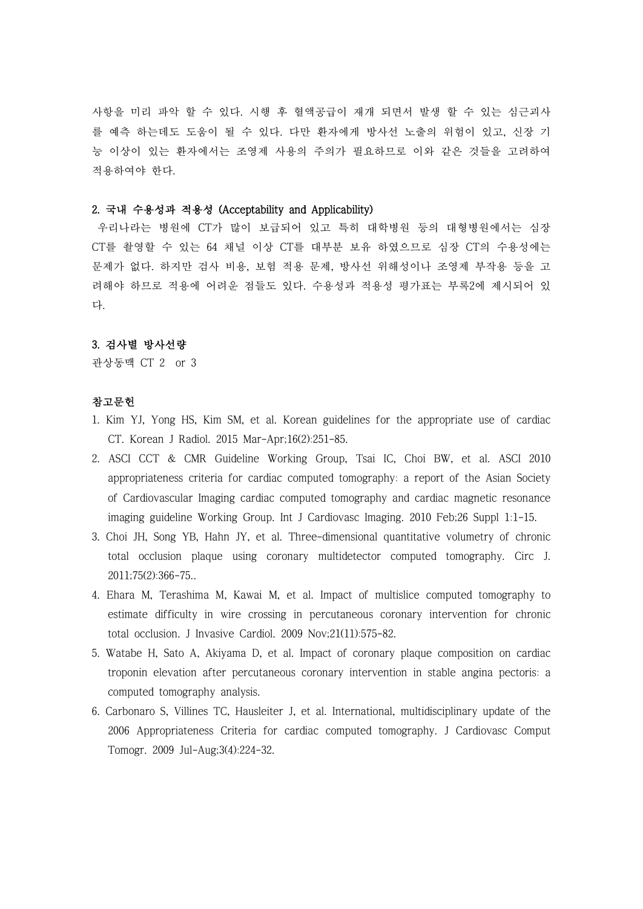사항을 미리 파악 할 수 있다. 시행 후 혈액공급이 재개 되면서 발생 할 수 있는 심근괴사를 예측 하는데도 도움이 될 수 있다. 다만 환자에게 방사선 노출의 위험이 있고, 신장 기능 이상이 있는 환자에서는 조영제 사용의 주의가 필요하므로 이와 같은 것들을 고려하여 적용하여야 한다.

**2. 국내 수용성과 적용성 (Acceptability and Applicability)**

우리나라는 병원에 CT가 많이 보급되어 있고 특히 대학병원 등의 대형병원에서는 심장 CT를 촬영할 수 있는 64 채널 이상 CT를 대부분 보유 하였으므로 심장 CT의 수용성에는 문제가 없다. 하지만 검사 비용, 보험 적용 문제, 방사선 위해성이나 조영제 부작용 등을 고려해야 하므로 적용에 어려운 점들도 있다. 수용성과 적용성 평가표는 부록2에 제시되어 있다.

**3. 검사별 방사선량**

관상동맥 CT 2  or 3

**참고문헌**

1. Kim YJ, Yong HS, Kim SM, et al. Korean guidelines for the appropriate use of cardiac CT. Korean J Radiol. 2015 Mar-Apr;16(2):251-85.
2. ASCI CCT & CMR Guideline Working Group, Tsai IC, Choi BW, et al. ASCI 2010 appropriateness criteria for cardiac computed tomography: a report of the Asian Society of Cardiovascular Imaging cardiac computed tomography and cardiac magnetic resonance imaging guideline Working Group. Int J Cardiovasc Imaging. 2010 Feb;26 Suppl 1:1-15.
3. Choi JH, Song YB, Hahn JY, et al. Three-dimensional quantitative volumetry of chronic total occlusion plaque using coronary multidetector computed tomography. Circ J. 2011;75(2):366-75..
4. Ehara M, Terashima M, Kawai M, et al. Impact of multislice computed tomography to estimate difficulty in wire crossing in percutaneous coronary intervention for chronic total occlusion. J Invasive Cardiol. 2009 Nov;21(11):575-82.
5. Watabe H, Sato A, Akiyama D, et al. Impact of coronary plaque composition on cardiac troponin elevation after percutaneous coronary intervention in stable angina pectoris: a computed tomography analysis.
6. Carbonaro S, Villines TC, Hausleiter J, et al. International, multidisciplinary update of the 2006 Appropriateness Criteria for cardiac computed tomography. J Cardiovasc Comput Tomogr. 2009 Jul-Aug;3(4):224-32.